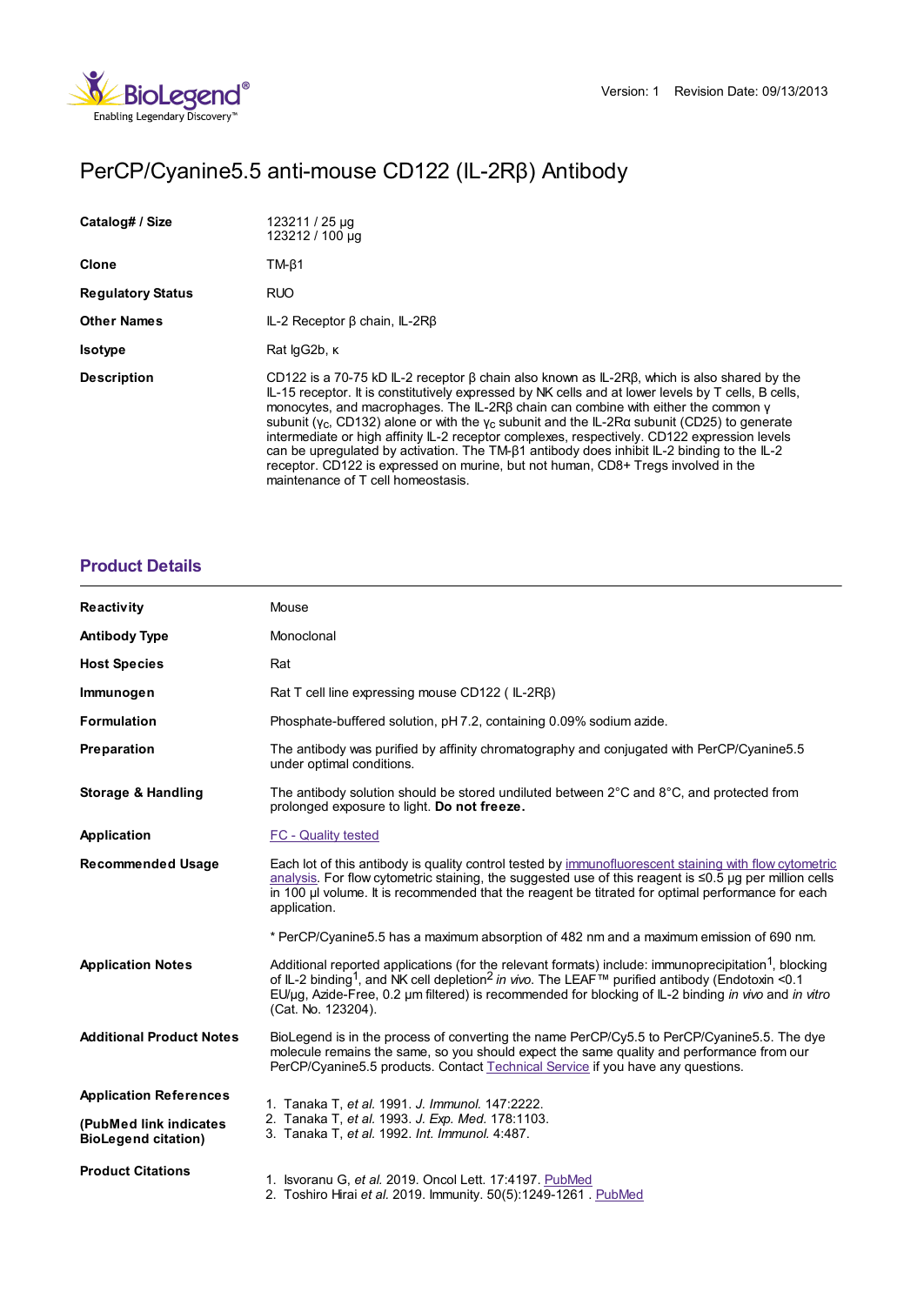Version: 1 Revision Date: 09/13/2013

# PerCP/Cyanine5.5 anti-mouse CD122 (IL-2Rβ) Antibody

| | |
|---|---|
| **Catalog# / Size** | 123211 / 25 µg<br>123212 / 100 µg |
| **Clone** | TM-β1 |
| **Regulatory Status** | RUO |
| **Other Names** | IL-2 Receptor β chain, IL-2Rβ |
| **Isotype** | Rat IgG2b, κ |
| **Description** | CD122 is a 70-75 kD IL-2 receptor β chain also known as IL-2Rβ, which is also shared by the IL-15 receptor. It is constitutively expressed by NK cells and at lower levels by T cells, B cells, monocytes, and macrophages. The IL-2Rβ chain can combine with either the common γ subunit ($\gamma_c$, CD132) alone or with the $\gamma_c$ subunit and the IL-2Rα subunit (CD25) to generate intermediate or high affinity IL-2 receptor complexes, respectively. CD122 expression levels can be upregulated by activation. The TM-β1 antibody does inhibit IL-2 binding to the IL-2 receptor. CD122 is expressed on murine, but not human, CD8+ Tregs involved in the maintenance of T cell homeostasis. |

## Product Details

| | |
|---|---|
| **Reactivity** | Mouse |
| **Antibody Type** | Monoclonal |
| **Host Species** | Rat |
| **Immunogen** | Rat T cell line expressing mouse CD122 ( IL-2Rβ) |
| **Formulation** | Phosphate-buffered solution, pH 7.2, containing 0.09% sodium azide. |
| **Preparation** | The antibody was purified by affinity chromatography and conjugated with PerCP/Cyanine5.5 under optimal conditions. |
| **Storage & Handling** | The antibody solution should be stored undiluted between 2°C and 8°C, and protected from prolonged exposure to light. **Do not freeze.** |
| **Application** | FC - Quality tested |
| **Recommended Usage** | Each lot of this antibody is quality control tested by immunofluorescent staining with flow cytometric analysis. For flow cytometric staining, the suggested use of this reagent is ≤0.5 µg per million cells in 100 µl volume. It is recommended that the reagent be titrated for optimal performance for each application.<br><br>* PerCP/Cyanine5.5 has a maximum absorption of 482 nm and a maximum emission of 690 nm. |
| **Application Notes** | Additional reported applications (for the relevant formats) include: immunoprecipitation[1], blocking of IL-2 binding[1], and NK cell depletion[2] *in vivo*. The LEAF™ purified antibody (Endotoxin <0.1 EU/µg, Azide-Free, 0.2 µm filtered) is recommended for blocking of IL-2 binding *in vivo* and *in vitro* (Cat. No. 123204). |
| **Additional Product Notes** | BioLegend is in the process of converting the name PerCP/Cy5.5 to PerCP/Cyanine5.5. The dye molecule remains the same, so you should expect the same quality and performance from our PerCP/Cyanine5.5 products. Contact Technical Service if you have any questions. |
| **Application References (PubMed link indicates BioLegend citation)** | 1. Tanaka T, *et al.* 1991. *J. Immunol.* 147:2222.<br>2. Tanaka T, *et al.* 1993. *J. Exp. Med.* 178:1103.<br>3. Tanaka T, *et al.* 1992. *Int. Immunol.* 4:487. |
| **Product Citations** | 1. Isvoranu G, *et al.* 2019. Oncol Lett. 17:4197. PubMed<br>2. Toshiro Hirai *et al.* 2019. Immunity. 50(5):1249-1261 . PubMed |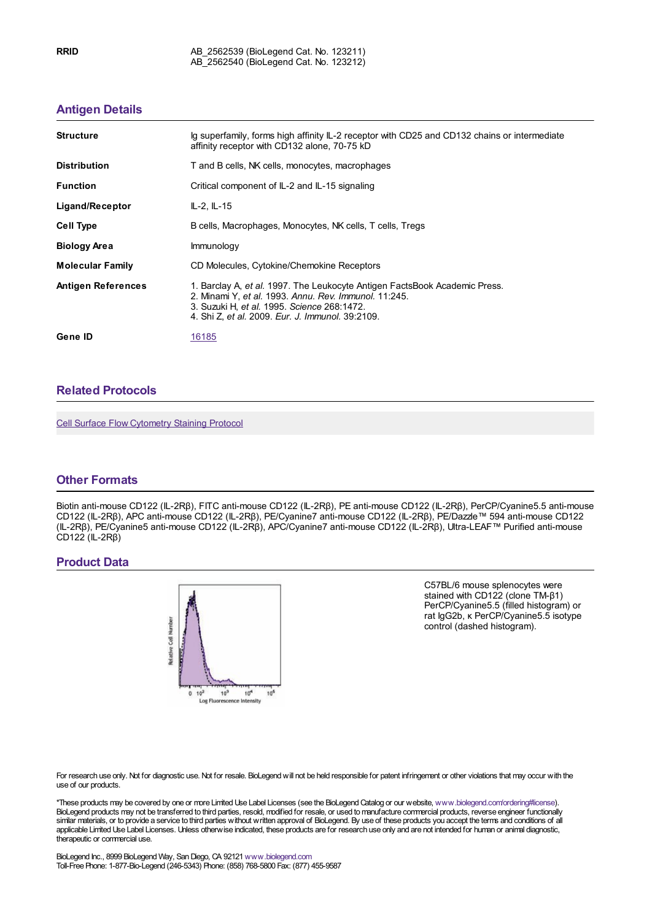| | |
|---|---|
| **RRID** | AB_2562539 (BioLegend Cat. No. 123211)<br>AB_2562540 (BioLegend Cat. No. 123212) |

## Antigen Details

| | |
|---|---|
| **Structure** | Ig superfamily, forms high affinity IL-2 receptor with CD25 and CD132 chains or intermediate affinity receptor with CD132 alone, 70-75 kD |
| **Distribution** | T and B cells, NK cells, monocytes, macrophages |
| **Function** | Critical component of IL-2 and IL-15 signaling |
| **Ligand/Receptor** | IL-2, IL-15 |
| **Cell Type** | B cells, Macrophages, Monocytes, NK cells, T cells, Tregs |
| **Biology Area** | Immunology |
| **Molecular Family** | CD Molecules, Cytokine/Chemokine Receptors |
| **Antigen References** | 1. Barclay A, *et al.* 1997. The Leukocyte Antigen FactsBook Academic Press.<br>2. Minami Y, *et al.* 1993. *Annu. Rev. Immunol.* 11:245.<br>3. Suzuki H, *et al.* 1995. *Science* 268:1472.<br>4. Shi Z, *et al.* 2009. *Eur. J. Immunol.* 39:2109. |
| **Gene ID** | 16185 |

## Related Protocols

Cell Surface Flow Cytometry Staining Protocol

## Other Formats

Biotin anti-mouse CD122 (IL-2Rβ), FITC anti-mouse CD122 (IL-2Rβ), PE anti-mouse CD122 (IL-2Rβ), PerCP/Cyanine5.5 anti-mouse CD122 (IL-2Rβ), APC anti-mouse CD122 (IL-2Rβ), PE/Cyanine7 anti-mouse CD122 (IL-2Rβ), PE/Dazzle™ 594 anti-mouse CD122 (IL-2Rβ), PE/Cyanine5 anti-mouse CD122 (IL-2Rβ), APC/Cyanine7 anti-mouse CD122 (IL-2Rβ), Ultra-LEAF™ Purified anti-mouse CD122 (IL-2Rβ)

## Product Data

Relative Cell Number

0 $10^2$ $10^3$ $10^4$ $10^5$

Log Fluorescence Intensity

C57BL/6 mouse splenocytes were stained with CD122 (clone TM-β1) PerCP/Cyanine5.5 (filled histogram) or rat IgG2b, κ PerCP/Cyanine5.5 isotype control (dashed histogram).

For research use only. Not for diagnostic use. Not for resale. BioLegend will not be held responsible for patent infringement or other violations that may occur with the use of our products.

*These products may be covered by one or more Limited Use Label Licenses (see the BioLegend Catalog or our website, www.biolegend.com/ordering#license). BioLegend products may not be transferred to third parties, resold, modified for resale, or used to manufacture commercial products, reverse engineer functionally similar materials, or to provide a service to third parties without written approval of BioLegend. By use of these products you accept the terms and conditions of all applicable Limited Use Label Licenses. Unless otherwise indicated, these products are for research use only and are not intended for human or animal diagnostic, therapeutic or commercial use.

BioLegend Inc., 8999 BioLegend Way, San Diego, CA 92121 www.biolegend.com
Toll-Free Phone: 1-877-Bio-Legend (246-5343) Phone: (858) 768-5800 Fax: (877) 455-9587